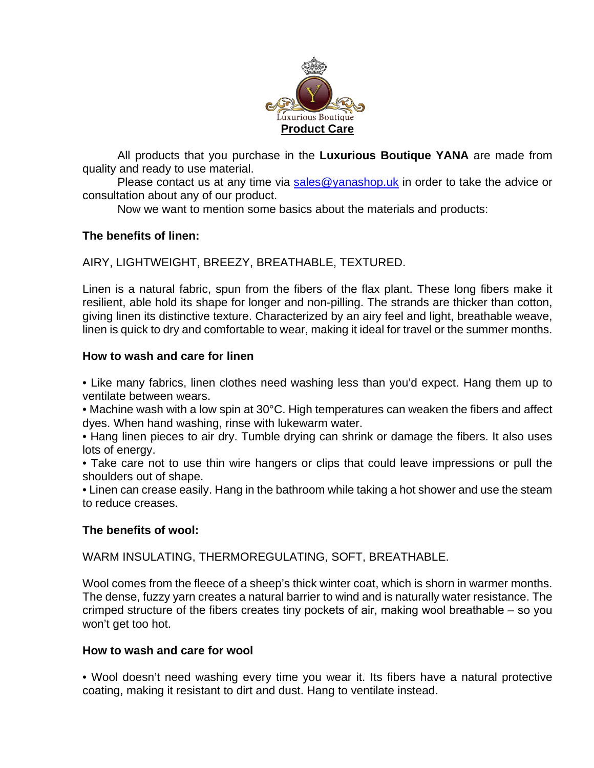Luxurious Boutique

# Product Care

All products that you purchase in the **Luxurious Boutique YANA** are made from quality and ready to use material.

Please contact us at any time via [sales@yanashop.uk](mailto:sales@yanashop.uk) in order to take the advice or consultation about any of our product.

Now we want to mention some basics about the materials and products:

## The benefits of linen:

AIRY, LIGHTWEIGHT, BREEZY, BREATHABLE, TEXTURED.

Linen is a natural fabric, spun from the fibers of the flax plant. These long fibers make it resilient, able hold its shape for longer and non-pilling. The strands are thicker than cotton, giving linen its distinctive texture. Characterized by an airy feel and light, breathable weave, linen is quick to dry and comfortable to wear, making it ideal for travel or the summer months.

## How to wash and care for linen

- Like many fabrics, linen clothes need washing less than you'd expect. Hang them up to ventilate between wears.
- Machine wash with a low spin at 30°C. High temperatures can weaken the fibers and affect dyes. When hand washing, rinse with lukewarm water.
- Hang linen pieces to air dry. Tumble drying can shrink or damage the fibers. It also uses lots of energy.
- Take care not to use thin wire hangers or clips that could leave impressions or pull the shoulders out of shape.
- Linen can crease easily. Hang in the bathroom while taking a hot shower and use the steam to reduce creases.

## The benefits of wool:

WARM INSULATING, THERMOREGULATING, SOFT, BREATHABLE.

Wool comes from the fleece of a sheep's thick winter coat, which is shorn in warmer months. The dense, fuzzy yarn creates a natural barrier to wind and is naturally water resistance. The crimped structure of the fibers creates tiny pockets of air, making wool breathable – so you won't get too hot.

## How to wash and care for wool

- Wool doesn't need washing every time you wear it. Its fibers have a natural protective coating, making it resistant to dirt and dust. Hang to ventilate instead.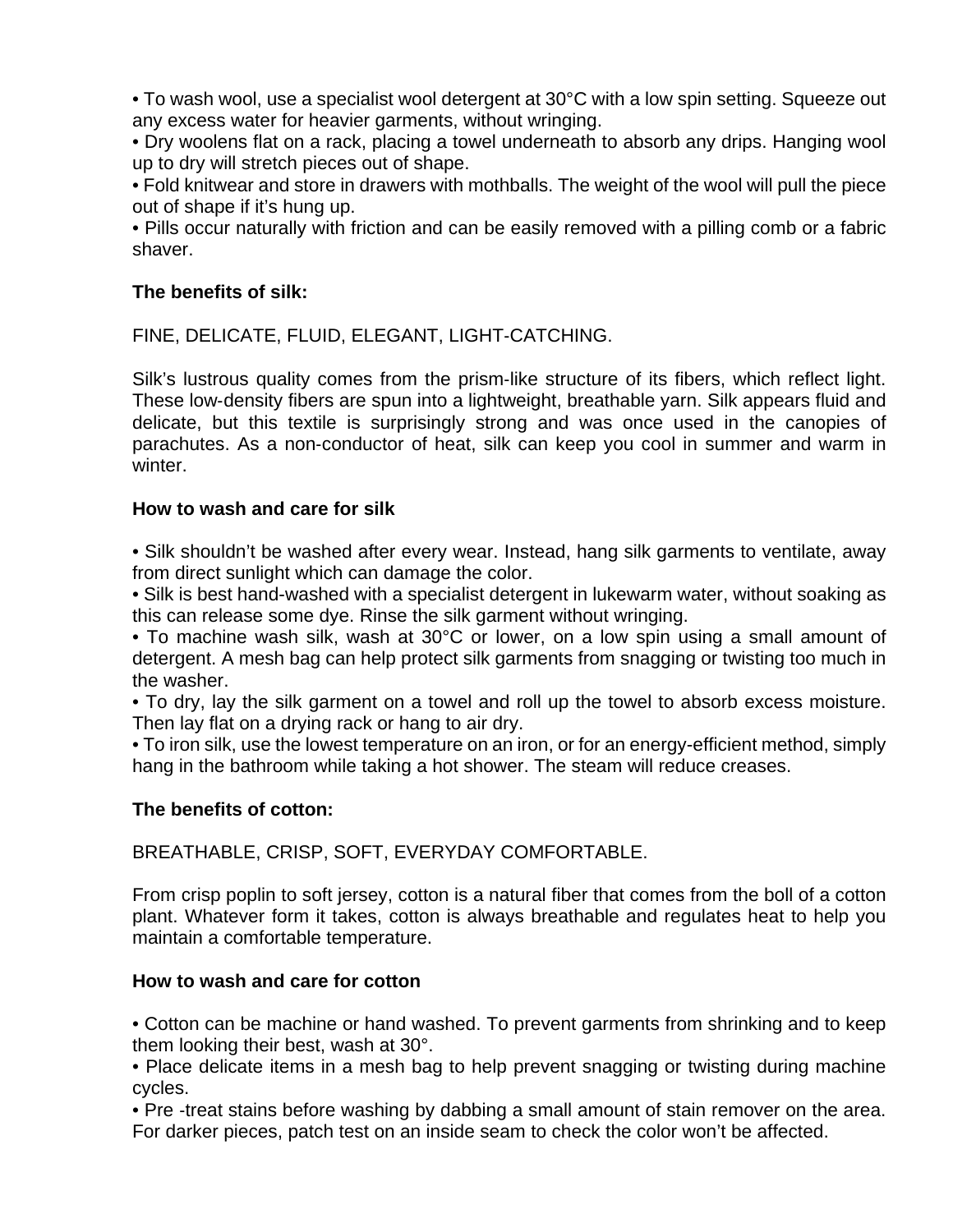• To wash wool, use a specialist wool detergent at 30°C with a low spin setting. Squeeze out any excess water for heavier garments, without wringing.
• Dry woolens flat on a rack, placing a towel underneath to absorb any drips. Hanging wool up to dry will stretch pieces out of shape.
• Fold knitwear and store in drawers with mothballs. The weight of the wool will pull the piece out of shape if it's hung up.
• Pills occur naturally with friction and can be easily removed with a pilling comb or a fabric shaver.

**The benefits of silk:**

FINE, DELICATE, FLUID, ELEGANT, LIGHT-CATCHING.

Silk's lustrous quality comes from the prism-like structure of its fibers, which reflect light. These low-density fibers are spun into a lightweight, breathable yarn. Silk appears fluid and delicate, but this textile is surprisingly strong and was once used in the canopies of parachutes. As a non-conductor of heat, silk can keep you cool in summer and warm in winter.

**How to wash and care for silk**

• Silk shouldn't be washed after every wear. Instead, hang silk garments to ventilate, away from direct sunlight which can damage the color.
• Silk is best hand-washed with a specialist detergent in lukewarm water, without soaking as this can release some dye. Rinse the silk garment without wringing.
• To machine wash silk, wash at 30°C or lower, on a low spin using a small amount of detergent. A mesh bag can help protect silk garments from snagging or twisting too much in the washer.
• To dry, lay the silk garment on a towel and roll up the towel to absorb excess moisture. Then lay flat on a drying rack or hang to air dry.
• To iron silk, use the lowest temperature on an iron, or for an energy-efficient method, simply hang in the bathroom while taking a hot shower. The steam will reduce creases.

**The benefits of cotton:**

BREATHABLE, CRISP, SOFT, EVERYDAY COMFORTABLE.

From crisp poplin to soft jersey, cotton is a natural fiber that comes from the boll of a cotton plant. Whatever form it takes, cotton is always breathable and regulates heat to help you maintain a comfortable temperature.

**How to wash and care for cotton**

• Cotton can be machine or hand washed. To prevent garments from shrinking and to keep them looking their best, wash at 30°.
• Place delicate items in a mesh bag to help prevent snagging or twisting during machine cycles.
• Pre -treat stains before washing by dabbing a small amount of stain remover on the area. For darker pieces, patch test on an inside seam to check the color won't be affected.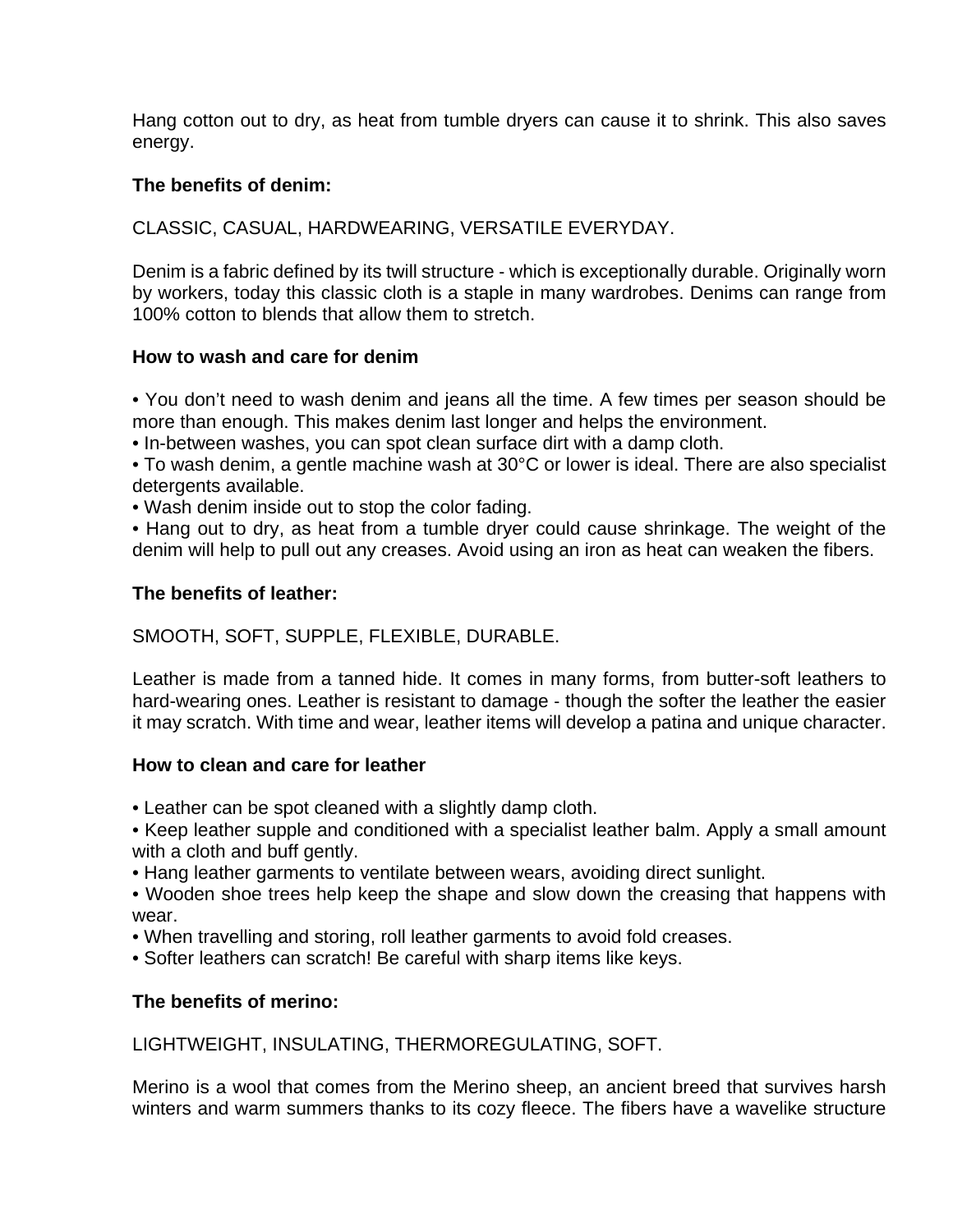Hang cotton out to dry, as heat from tumble dryers can cause it to shrink. This also saves energy.

**The benefits of denim:**

CLASSIC, CASUAL, HARDWEARING, VERSATILE EVERYDAY.

Denim is a fabric defined by its twill structure - which is exceptionally durable. Originally worn by workers, today this classic cloth is a staple in many wardrobes. Denims can range from 100% cotton to blends that allow them to stretch.

**How to wash and care for denim**

- You don't need to wash denim and jeans all the time. A few times per season should be more than enough. This makes denim last longer and helps the environment.
- In-between washes, you can spot clean surface dirt with a damp cloth.
- To wash denim, a gentle machine wash at 30°C or lower is ideal. There are also specialist detergents available.
- Wash denim inside out to stop the color fading.
- Hang out to dry, as heat from a tumble dryer could cause shrinkage. The weight of the denim will help to pull out any creases. Avoid using an iron as heat can weaken the fibers.

**The benefits of leather:**

SMOOTH, SOFT, SUPPLE, FLEXIBLE, DURABLE.

Leather is made from a tanned hide. It comes in many forms, from butter-soft leathers to hard-wearing ones. Leather is resistant to damage - though the softer the leather the easier it may scratch. With time and wear, leather items will develop a patina and unique character.

**How to clean and care for leather**

- Leather can be spot cleaned with a slightly damp cloth.
- Keep leather supple and conditioned with a specialist leather balm. Apply a small amount with a cloth and buff gently.
- Hang leather garments to ventilate between wears, avoiding direct sunlight.
- Wooden shoe trees help keep the shape and slow down the creasing that happens with wear.
- When travelling and storing, roll leather garments to avoid fold creases.
- Softer leathers can scratch! Be careful with sharp items like keys.

**The benefits of merino:**

LIGHTWEIGHT, INSULATING, THERMOREGULATING, SOFT.

Merino is a wool that comes from the Merino sheep, an ancient breed that survives harsh winters and warm summers thanks to its cozy fleece. The fibers have a wavelike structure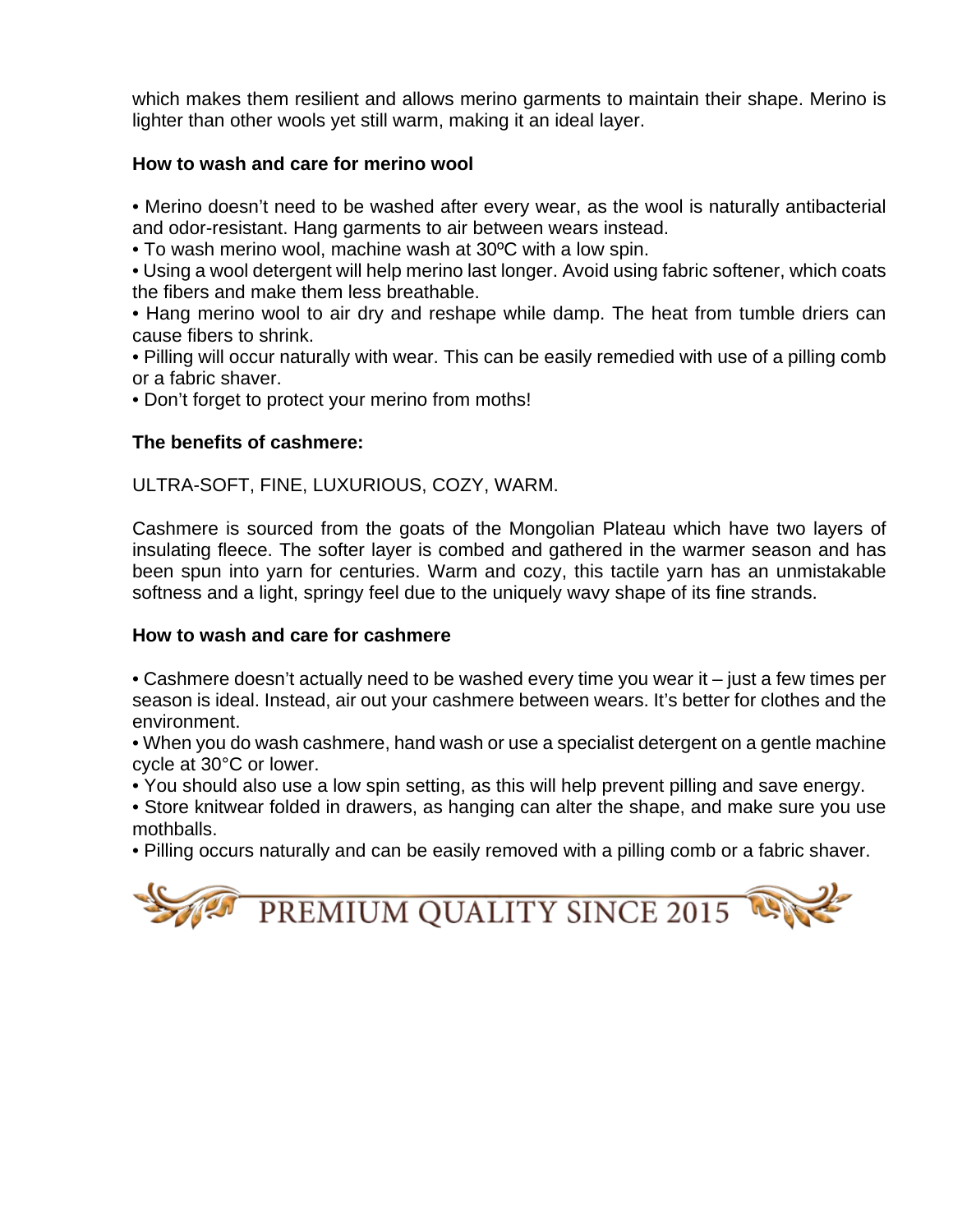which makes them resilient and allows merino garments to maintain their shape. Merino is lighter than other wools yet still warm, making it an ideal layer.

**How to wash and care for merino wool**

• Merino doesn't need to be washed after every wear, as the wool is naturally antibacterial and odor-resistant. Hang garments to air between wears instead.
• To wash merino wool, machine wash at 30ºC with a low spin.
• Using a wool detergent will help merino last longer. Avoid using fabric softener, which coats the fibers and make them less breathable.
• Hang merino wool to air dry and reshape while damp. The heat from tumble driers can cause fibers to shrink.
• Pilling will occur naturally with wear. This can be easily remedied with use of a pilling comb or a fabric shaver.
• Don't forget to protect your merino from moths!

**The benefits of cashmere:**

ULTRA-SOFT, FINE, LUXURIOUS, COZY, WARM.

Cashmere is sourced from the goats of the Mongolian Plateau which have two layers of insulating fleece. The softer layer is combed and gathered in the warmer season and has been spun into yarn for centuries. Warm and cozy, this tactile yarn has an unmistakable softness and a light, springy feel due to the uniquely wavy shape of its fine strands.

**How to wash and care for cashmere**

• Cashmere doesn't actually need to be washed every time you wear it – just a few times per season is ideal. Instead, air out your cashmere between wears. It's better for clothes and the environment.
• When you do wash cashmere, hand wash or use a specialist detergent on a gentle machine cycle at 30°C or lower.
• You should also use a low spin setting, as this will help prevent pilling and save energy.
• Store knitwear folded in drawers, as hanging can alter the shape, and make sure you use mothballs.
• Pilling occurs naturally and can be easily removed with a pilling comb or a fabric shaver.

PREMIUM QUALITY SINCE 2015